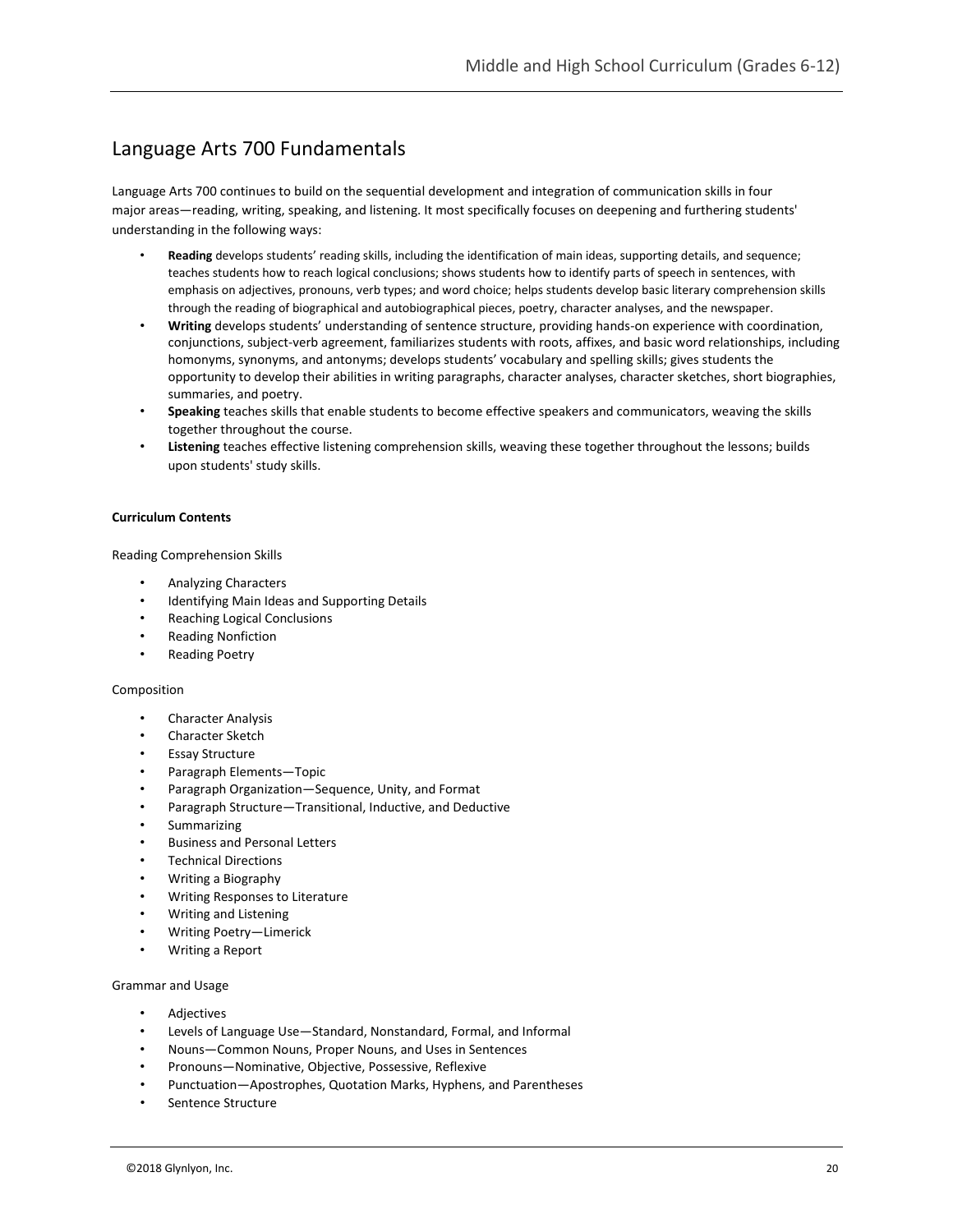## Language Arts 700 Fundamentals

Language Arts 700 continues to build on the sequential development and integration of communication skills in four major areas—reading, writing, speaking, and listening. It most specifically focuses on deepening and furthering students' understanding in the following ways:

- **Reading** develops students' reading skills, including the identification of main ideas, supporting details, and sequence; teaches students how to reach logical conclusions; shows students how to identify parts of speech in sentences, with emphasis on adjectives, pronouns, verb types; and word choice; helps students develop basic literary comprehension skills through the reading of biographical and autobiographical pieces, poetry, character analyses, and the newspaper.
- **Writing** develops students' understanding of sentence structure, providing hands-on experience with coordination, conjunctions, subject-verb agreement, familiarizes students with roots, affixes, and basic word relationships, including homonyms, synonyms, and antonyms; develops students' vocabulary and spelling skills; gives students the opportunity to develop their abilities in writing paragraphs, character analyses, character sketches, short biographies, summaries, and poetry.
- **Speaking** teaches skills that enable students to become effective speakers and communicators, weaving the skills together throughout the course.
- **Listening** teaches effective listening comprehension skills, weaving these together throughout the lessons; builds upon students' study skills.

**Curriculum Contents**

Reading Comprehension Skills

- Analyzing Characters
- Identifying Main Ideas and Supporting Details
- Reaching Logical Conclusions
- Reading Nonfiction
- Reading Poetry

Composition

- Character Analysis
- Character Sketch
- Essay Structure
- Paragraph Elements—Topic
- Paragraph Organization—Sequence, Unity, and Format
- Paragraph Structure—Transitional, Inductive, and Deductive
- Summarizing
- Business and Personal Letters
- Technical Directions
- Writing a Biography
- Writing Responses to Literature
- Writing and Listening
- Writing Poetry—Limerick
- Writing a Report

Grammar and Usage

- Adjectives
- Levels of Language Use—Standard, Nonstandard, Formal, and Informal
- Nouns—Common Nouns, Proper Nouns, and Uses in Sentences
- Pronouns—Nominative, Objective, Possessive, Reflexive
- Punctuation—Apostrophes, Quotation Marks, Hyphens, and Parentheses
- Sentence Structure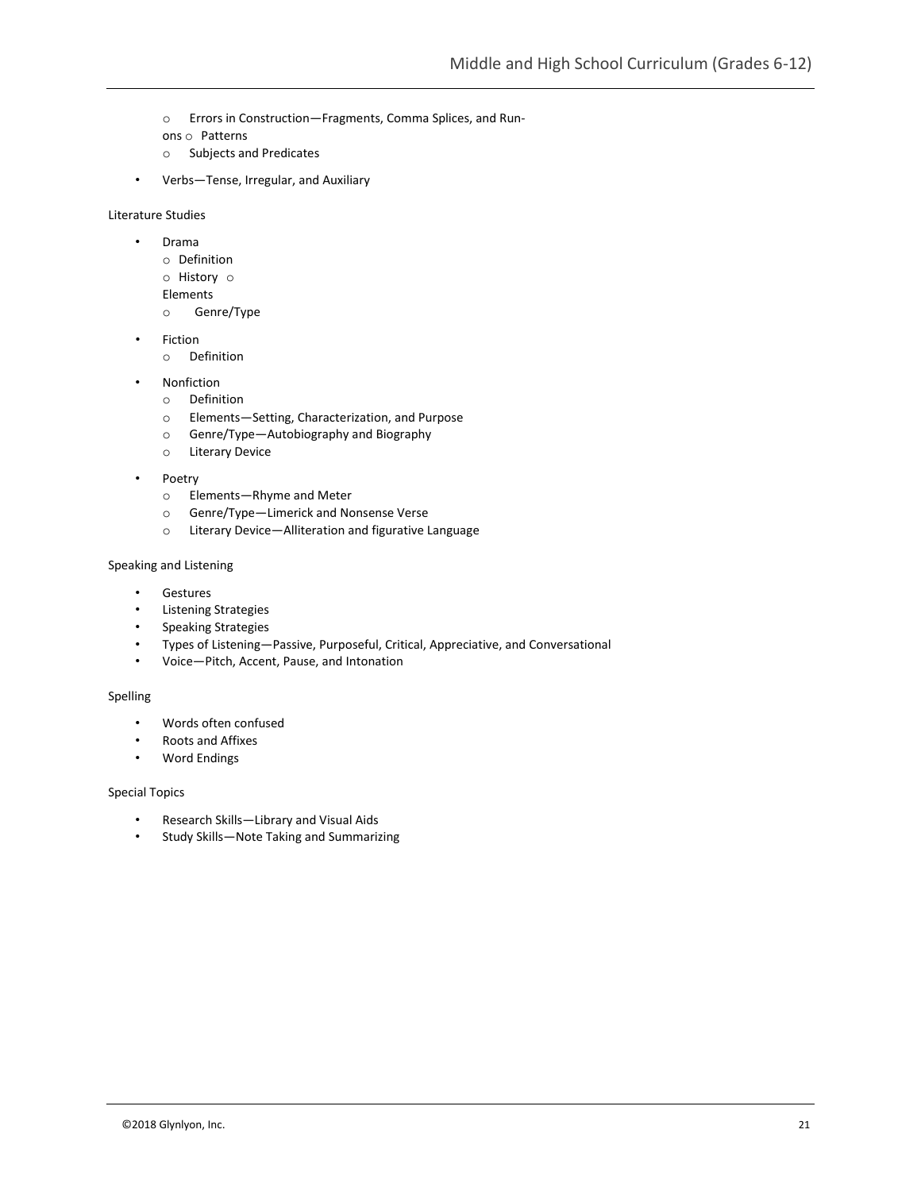- Errors in Construction—Fragments, Comma Splices, and Run-ons
  - Patterns
  - Subjects and Predicates

- Verbs—Tense, Irregular, and Auxiliary

Literature Studies

- Drama
  - Definition
  - History
  - Elements
  - Genre/Type

- Fiction
  - Definition

- Nonfiction
  - Definition
  - Elements—Setting, Characterization, and Purpose
  - Genre/Type—Autobiography and Biography
  - Literary Device

- Poetry
  - Elements—Rhyme and Meter
  - Genre/Type—Limerick and Nonsense Verse
  - Literary Device—Alliteration and figurative Language

Speaking and Listening

- Gestures
- Listening Strategies
- Speaking Strategies
- Types of Listening—Passive, Purposeful, Critical, Appreciative, and Conversational
- Voice—Pitch, Accent, Pause, and Intonation

Spelling

- Words often confused
- Roots and Affixes
- Word Endings

Special Topics

- Research Skills—Library and Visual Aids
- Study Skills—Note Taking and Summarizing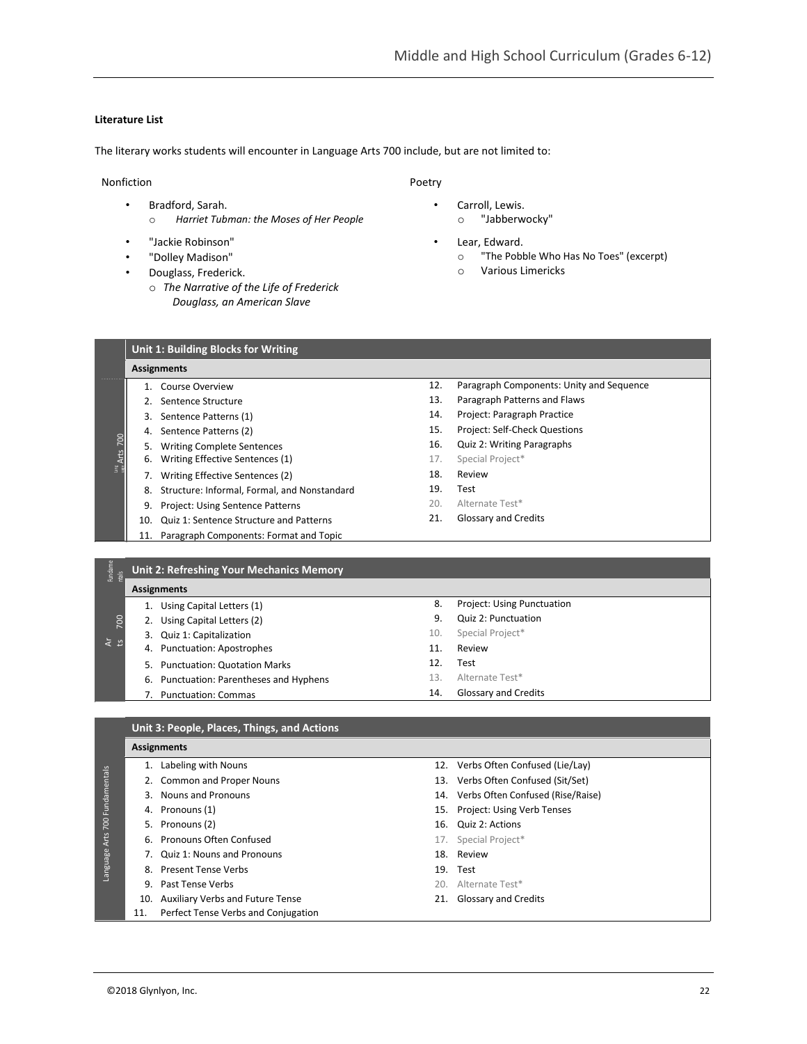**Literature List**

The literary works students will encounter in Language Arts 700 include, but are not limited to:

Nonfiction

- Bradford, Sarah.
  - *Harriet Tubman: the Moses of Her People*
- "Jackie Robinson"
- "Dolley Madison"
- Douglass, Frederick.
  - *The Narrative of the Life of Frederick Douglass, an American Slave*

Poetry

- Carroll, Lewis.
  - "Jabberwocky"
- Lear, Edward.
  - "The Pobble Who Has No Toes" (excerpt)
  - Various Limericks

| Unit 1: Building Blocks for Writing | |
|---|---|
| **Assignments** | |
| 1. Course Overview | 12. Paragraph Components: Unity and Sequence |
| 2. Sentence Structure | 13. Paragraph Patterns and Flaws |
| 3. Sentence Patterns (1) | 14. Project: Paragraph Practice |
| 4. Sentence Patterns (2) | 15. Project: Self-Check Questions |
| 5. Writing Complete Sentences | 16. Quiz 2: Writing Paragraphs |
| 6. Writing Effective Sentences (1) | 17. Special Project* |
| 7. Writing Effective Sentences (2) | 18. Review |
| 8. Structure: Informal, Formal, and Nonstandard | 19. Test |
| 9. Project: Using Sentence Patterns | 20. Alternate Test* |
| 10. Quiz 1: Sentence Structure and Patterns | 21. Glossary and Credits |
| 11. Paragraph Components: Format and Topic | |

| Unit 2: Refreshing Your Mechanics Memory | |
|---|---|
| **Assignments** | |
| 1. Using Capital Letters (1) | 8. Project: Using Punctuation |
| 2. Using Capital Letters (2) | 9. Quiz 2: Punctuation |
| 3. Quiz 1: Capitalization | 10. Special Project* |
| 4. Punctuation: Apostrophes | 11. Review |
| 5. Punctuation: Quotation Marks | 12. Test |
| 6. Punctuation: Parentheses and Hyphens | 13. Alternate Test* |
| 7. Punctuation: Commas | 14. Glossary and Credits |

| Unit 3: People, Places, Things, and Actions | |
|---|---|
| **Assignments** | |
| 1. Labeling with Nouns | 12. Verbs Often Confused (Lie/Lay) |
| 2. Common and Proper Nouns | 13. Verbs Often Confused (Sit/Set) |
| 3. Nouns and Pronouns | 14. Verbs Often Confused (Rise/Raise) |
| 4. Pronouns (1) | 15. Project: Using Verb Tenses |
| 5. Pronouns (2) | 16. Quiz 2: Actions |
| 6. Pronouns Often Confused | 17. Special Project* |
| 7. Quiz 1: Nouns and Pronouns | 18. Review |
| 8. Present Tense Verbs | 19. Test |
| 9. Past Tense Verbs | 20. Alternate Test* |
| 10. Auxiliary Verbs and Future Tense | 21. Glossary and Credits |
| 11. Perfect Tense Verbs and Conjugation | |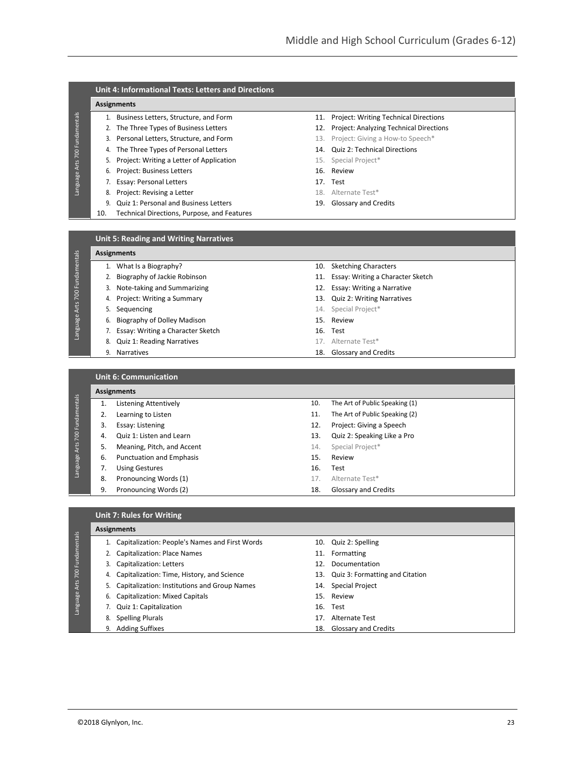## Unit 4: Informational Texts: Letters and Directions

*Language Arts 700 Fundamentals*

**Assignments**

1. Business Letters, Structure, and Form
2. The Three Types of Business Letters
3. Personal Letters, Structure, and Form
4. The Three Types of Personal Letters
5. Project: Writing a Letter of Application
6. Project: Business Letters
7. Essay: Personal Letters
8. Project: Revising a Letter
9. Quiz 1: Personal and Business Letters
10. Technical Directions, Purpose, and Features
11. Project: Writing Technical Directions
12. Project: Analyzing Technical Directions
13. Project: Giving a How-to Speech*
14. Quiz 2: Technical Directions
15. Special Project*
16. Review
17. Test
18. Alternate Test*
19. Glossary and Credits

## Unit 5: Reading and Writing Narratives

*Language Arts 700 Fundamentals*

**Assignments**

1. What Is a Biography?
2. Biography of Jackie Robinson
3. Note-taking and Summarizing
4. Project: Writing a Summary
5. Sequencing
6. Biography of Dolley Madison
7. Essay: Writing a Character Sketch
8. Quiz 1: Reading Narratives
9. Narratives
10. Sketching Characters
11. Essay: Writing a Character Sketch
12. Essay: Writing a Narrative
13. Quiz 2: Writing Narratives
14. Special Project*
15. Review
16. Test
17. Alternate Test*
18. Glossary and Credits

## Unit 6: Communication

*Language Arts 700 Fundamentals*

**Assignments**

1. Listening Attentively
2. Learning to Listen
3. Essay: Listening
4. Quiz 1: Listen and Learn
5. Meaning, Pitch, and Accent
6. Punctuation and Emphasis
7. Using Gestures
8. Pronouncing Words (1)
9. Pronouncing Words (2)
10. The Art of Public Speaking (1)
11. The Art of Public Speaking (2)
12. Project: Giving a Speech
13. Quiz 2: Speaking Like a Pro
14. Special Project*
15. Review
16. Test
17. Alternate Test*
18. Glossary and Credits

## Unit 7: Rules for Writing

*Language Arts 700 Fundamentals*

**Assignments**

1. Capitalization: People's Names and First Words
2. Capitalization: Place Names
3. Capitalization: Letters
4. Capitalization: Time, History, and Science
5. Capitalization: Institutions and Group Names
6. Capitalization: Mixed Capitals
7. Quiz 1: Capitalization
8. Spelling Plurals
9. Adding Suffixes
10. Quiz 2: Spelling
11. Formatting
12. Documentation
13. Quiz 3: Formatting and Citation
14. Special Project
15. Review
16. Test
17. Alternate Test
18. Glossary and Credits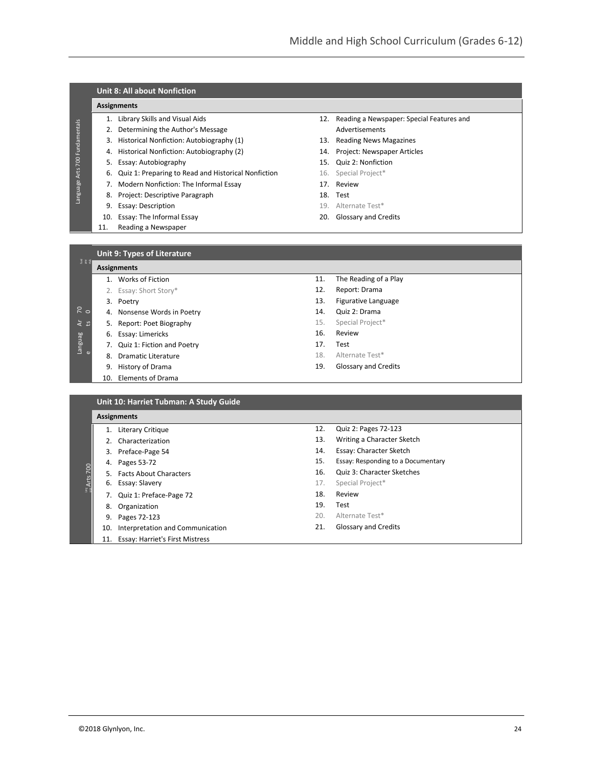## Unit 8: All about Nonfiction

**Assignments**

1. Library Skills and Visual Aids
2. Determining the Author's Message
3. Historical Nonfiction: Autobiography (1)
4. Historical Nonfiction: Autobiography (2)
5. Essay: Autobiography
6. Quiz 1: Preparing to Read and Historical Nonfiction
7. Modern Nonfiction: The Informal Essay
8. Project: Descriptive Paragraph
9. Essay: Description
10. Essay: The Informal Essay
11. Reading a Newspaper
12. Reading a Newspaper: Special Features and Advertisements
13. Reading News Magazines
14. Project: Newspaper Articles
15. Quiz 2: Nonfiction
16. Special Project*
17. Review
18. Test
19. Alternate Test*
20. Glossary and Credits

## Unit 9: Types of Literature

**Assignments**

1. Works of Fiction
2. Essay: Short Story*
3. Poetry
4. Nonsense Words in Poetry
5. Report: Poet Biography
6. Essay: Limericks
7. Quiz 1: Fiction and Poetry
8. Dramatic Literature
9. History of Drama
10. Elements of Drama
11. The Reading of a Play
12. Report: Drama
13. Figurative Language
14. Quiz 2: Drama
15. Special Project*
16. Review
17. Test
18. Alternate Test*
19. Glossary and Credits

## Unit 10: Harriet Tubman: A Study Guide

**Assignments**

1. Literary Critique
2. Characterization
3. Preface-Page 54
4. Pages 53-72
5. Facts About Characters
6. Essay: Slavery
7. Quiz 1: Preface-Page 72
8. Organization
9. Pages 72-123
10. Interpretation and Communication
11. Essay: Harriet's First Mistress
12. Quiz 2: Pages 72-123
13. Writing a Character Sketch
14. Essay: Character Sketch
15. Essay: Responding to a Documentary
16. Quiz 3: Character Sketches
17. Special Project*
18. Review
19. Test
20. Alternate Test*
21. Glossary and Credits